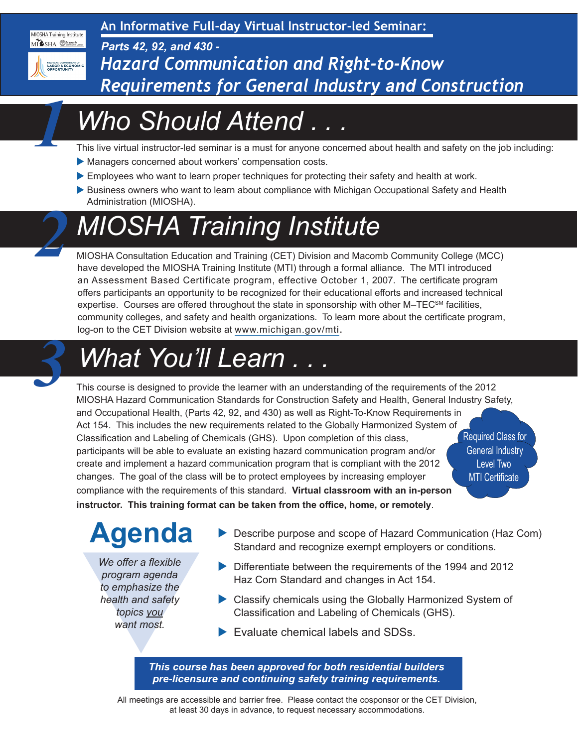**An Informative Full-day Virtual Instructor-led Seminar:**

*Parts 42, 92, and 430 -*

# *Hazard Communication and Right-to-Know Requirements for General Industry and Construction*

## 1 *Who Should Attend . . .*

This live virtual instructor-led seminar is a must for anyone concerned about health and safety on the job including:

- Managers concerned about workers' compensation costs.
- Employees who want to learn proper techniques for protecting their safety and health at work.
- Business owners who want to learn about compliance with Michigan Occupational Safety and Health Administration (MIOSHA).

## 2 *MIOSHA Training Institute*

MIOSHA Consultation Education and Training (CET) Division and Macomb Community College (MCC) have developed the MIOSHA Training Institute (MTI) through a formal alliance. The MTI introduced an Assessment Based Certificate program, effective October 1, 2007. The certificate program offers participants an opportunity to be recognized for their educational efforts and increased technical expertise. Courses are offered throughout the state in sponsorship with other M–TEC[SM] facilities, community colleges, and safety and health organizations. To learn more about the certificate program, log-on to the CET Division website at www.michigan.gov/mti.

## 3 *What You'll Learn . . .*

This course is designed to provide the learner with an understanding of the requirements of the 2012 MIOSHA Hazard Communication Standards for Construction Safety and Health, General Industry Safety, and Occupational Health, (Parts 42, 92, and 430) as well as Right-To-Know Requirements in Act 154. This includes the new requirements related to the Globally Harmonized System of Classification and Labeling of Chemicals (GHS). Upon completion of this class, participants will be able to evaluate an existing hazard communication program and/or create and implement a hazard communication program that is compliant with the 2012 changes. The goal of the class will be to protect employees by increasing employer compliance with the requirements of this standard. **Virtual classroom with an in-person instructor. This training format can be taken from the office, home, or remotely**.

Required Class for General Industry Level Two MTI Certificate

## Agenda

*We offer a flexible program agenda to emphasize the health and safety topics you want most.*

- Describe purpose and scope of Hazard Communication (Haz Com) Standard and recognize exempt employers or conditions.
- Differentiate between the requirements of the 1994 and 2012 Haz Com Standard and changes in Act 154.
- Classify chemicals using the Globally Harmonized System of Classification and Labeling of Chemicals (GHS).
- Evaluate chemical labels and SDSs.

***This course has been approved for both residential builders pre-licensure and continuing safety training requirements.***

All meetings are accessible and barrier free. Please contact the cosponsor or the CET Division, at least 30 days in advance, to request necessary accommodations.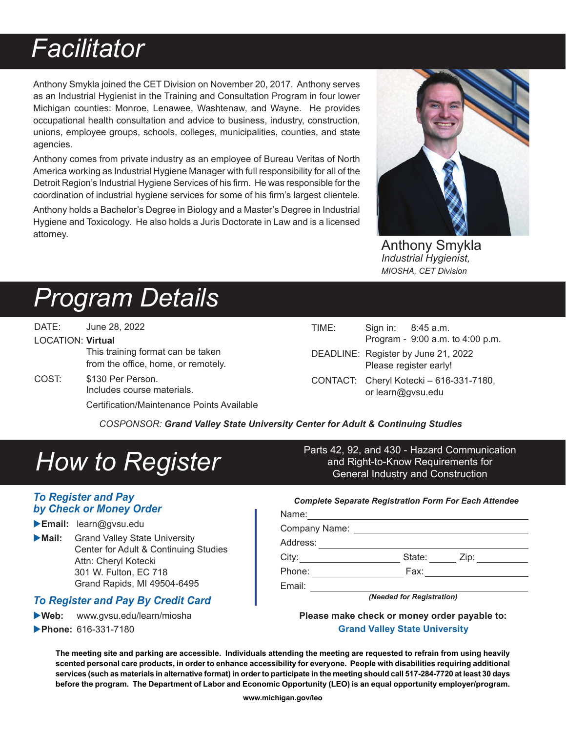# Facilitator

Anthony Smykla joined the CET Division on November 20, 2017. Anthony serves as an Industrial Hygienist in the Training and Consultation Program in four lower Michigan counties: Monroe, Lenawee, Washtenaw, and Wayne. He provides occupational health consultation and advice to business, industry, construction, unions, employee groups, schools, colleges, municipalities, counties, and state agencies.

Anthony comes from private industry as an employee of Bureau Veritas of North America working as Industrial Hygiene Manager with full responsibility for all of the Detroit Region's Industrial Hygiene Services of his firm. He was responsible for the coordination of industrial hygiene services for some of his firm's largest clientele.

Anthony holds a Bachelor's Degree in Biology and a Master's Degree in Industrial Hygiene and Toxicology. He also holds a Juris Doctorate in Law and is a licensed attorney.

Anthony Smykla
*Industrial Hygienist,*
*MIOSHA, CET Division*

# Program Details

DATE: June 28, 2022

LOCATION: **Virtual**
This training format can be taken from the office, home, or remotely.

COST: $130 Per Person.
Includes course materials.

Certification/Maintenance Points Available

TIME: Sign in: 8:45 a.m.
Program - 9:00 a.m. to 4:00 p.m.

DEADLINE: Register by June 21, 2022
Please register early!

CONTACT: Cheryl Kotecki – 616-331-7180, or learn@gvsu.edu

*COSPONSOR:* ***Grand Valley State University Center for Adult & Continuing Studies***

# How to Register

Parts 42, 92, and 430 - Hazard Communication and Right-to-Know Requirements for General Industry and Construction

### *To Register and Pay by Check or Money Order*

- **Email:** learn@gvsu.edu
- **Mail:** Grand Valley State University
  Center for Adult & Continuing Studies
  Attn: Cheryl Kotecki
  301 W. Fulton, EC 718
  Grand Rapids, MI 49504-6495

### *To Register and Pay By Credit Card*

- **Web:** www.gvsu.edu/learn/miosha
- **Phone:** 616-331-7180

***Complete Separate Registration Form For Each Attendee***

Name: ______________________________

Company Name: ______________________________

Address: ______________________________

City: ______________ State: ______ Zip: __________

Phone: ______________ Fax: ______________

Email: ______________________________
*(Needed for Registration)*

**Please make check or money order payable to:**
**Grand Valley State University**

**The meeting site and parking are accessible. Individuals attending the meeting are requested to refrain from using heavily scented personal care products, in order to enhance accessibility for everyone. People with disabilities requiring additional services (such as materials in alternative format) in order to participate in the meeting should call 517-284-7720 at least 30 days before the program. The Department of Labor and Economic Opportunity (LEO) is an equal opportunity employer/program.**

**www.michigan.gov/leo**